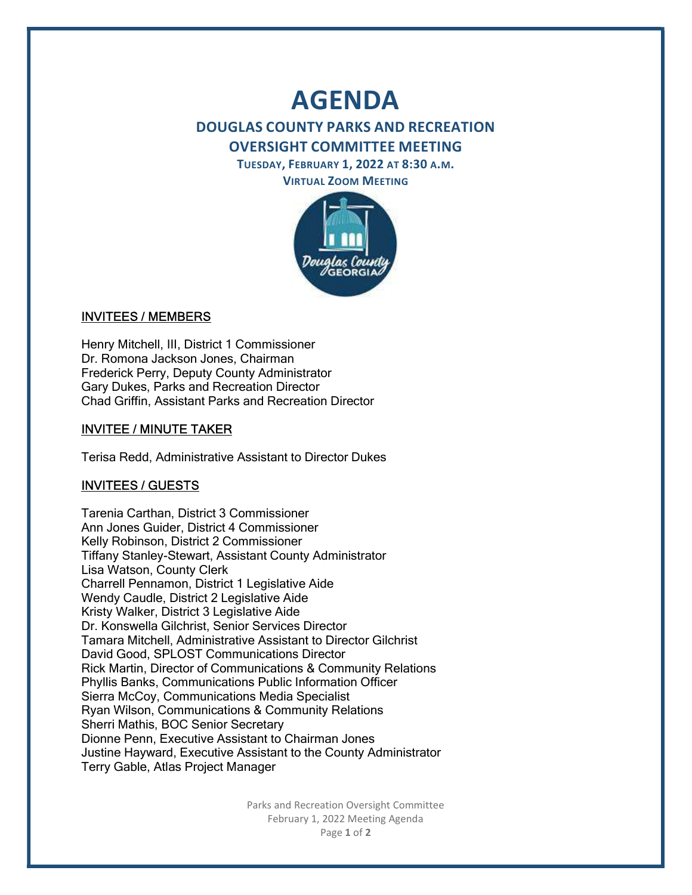# AGENDA

## DOUGLAS COUNTY PARKS AND RECREATION OVERSIGHT COMMITTEE MEETING

**TUESDAY, FEBRUARY 1, 2022 AT 8:30 A.M.**

**VIRTUAL ZOOM MEETING**

### INVITEES / MEMBERS

Henry Mitchell, III, District 1 Commissioner
Dr. Romona Jackson Jones, Chairman
Frederick Perry, Deputy County Administrator
Gary Dukes, Parks and Recreation Director
Chad Griffin, Assistant Parks and Recreation Director

### INVITEE / MINUTE TAKER

Terisa Redd, Administrative Assistant to Director Dukes

### INVITEES / GUESTS

Tarenia Carthan, District 3 Commissioner
Ann Jones Guider, District 4 Commissioner
Kelly Robinson, District 2 Commissioner
Tiffany Stanley-Stewart, Assistant County Administrator
Lisa Watson, County Clerk
Charrell Pennamon, District 1 Legislative Aide
Wendy Caudle, District 2 Legislative Aide
Kristy Walker, District 3 Legislative Aide
Dr. Konswella Gilchrist, Senior Services Director
Tamara Mitchell, Administrative Assistant to Director Gilchrist
David Good, SPLOST Communications Director
Rick Martin, Director of Communications & Community Relations
Phyllis Banks, Communications Public Information Officer
Sierra McCoy, Communications Media Specialist
Ryan Wilson, Communications & Community Relations
Sherri Mathis, BOC Senior Secretary
Dionne Penn, Executive Assistant to Chairman Jones
Justine Hayward, Executive Assistant to the County Administrator
Terry Gable, Atlas Project Manager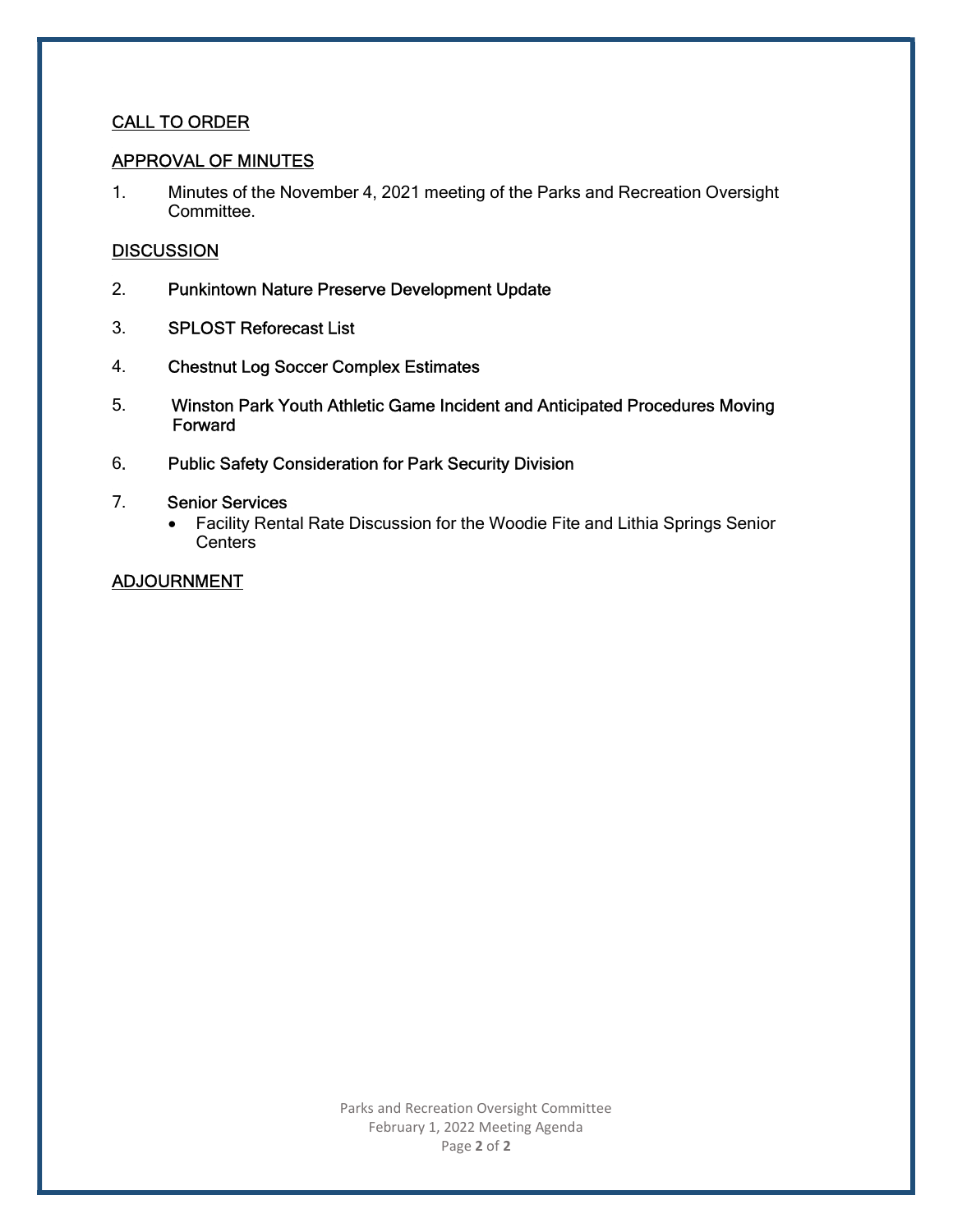## CALL TO ORDER

## APPROVAL OF MINUTES

1. Minutes of the November 4, 2021 meeting of the Parks and Recreation Oversight Committee.

## DISCUSSION

2. Punkintown Nature Preserve Development Update

3. SPLOST Reforecast List

4. Chestnut Log Soccer Complex Estimates

5. Winston Park Youth Athletic Game Incident and Anticipated Procedures Moving Forward

6. Public Safety Consideration for Park Security Division

7. Senior Services
   - Facility Rental Rate Discussion for the Woodie Fite and Lithia Springs Senior Centers

## ADJOURNMENT